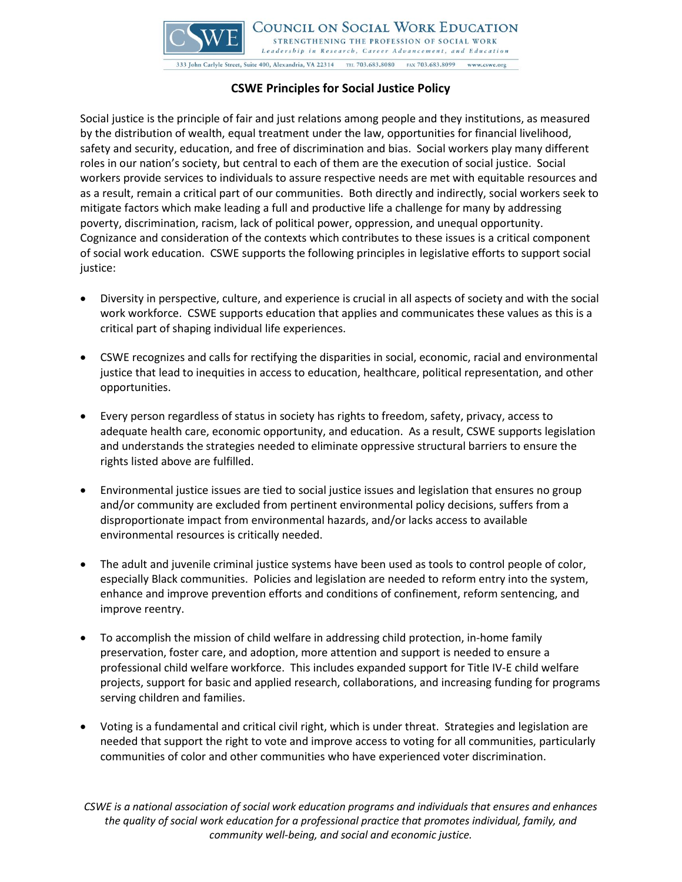COUNCIL ON SOCIAL WORK EDUCATION

STRENGTHENING THE PROFESSION OF SOCIAL WORK

*Leadership in Research, Career Advancement, and Education*

333 John Carlyle Street, Suite 400, Alexandria, VA 22314 TEL 703.683.8080 FAX 703.683.8099 www.cswe.org

## CSWE Principles for Social Justice Policy

Social justice is the principle of fair and just relations among people and they institutions, as measured by the distribution of wealth, equal treatment under the law, opportunities for financial livelihood, safety and security, education, and free of discrimination and bias. Social workers play many different roles in our nation's society, but central to each of them are the execution of social justice. Social workers provide services to individuals to assure respective needs are met with equitable resources and as a result, remain a critical part of our communities. Both directly and indirectly, social workers seek to mitigate factors which make leading a full and productive life a challenge for many by addressing poverty, discrimination, racism, lack of political power, oppression, and unequal opportunity. Cognizance and consideration of the contexts which contributes to these issues is a critical component of social work education. CSWE supports the following principles in legislative efforts to support social justice:

- Diversity in perspective, culture, and experience is crucial in all aspects of society and with the social work workforce. CSWE supports education that applies and communicates these values as this is a critical part of shaping individual life experiences.

- CSWE recognizes and calls for rectifying the disparities in social, economic, racial and environmental justice that lead to inequities in access to education, healthcare, political representation, and other opportunities.

- Every person regardless of status in society has rights to freedom, safety, privacy, access to adequate health care, economic opportunity, and education. As a result, CSWE supports legislation and understands the strategies needed to eliminate oppressive structural barriers to ensure the rights listed above are fulfilled.

- Environmental justice issues are tied to social justice issues and legislation that ensures no group and/or community are excluded from pertinent environmental policy decisions, suffers from a disproportionate impact from environmental hazards, and/or lacks access to available environmental resources is critically needed.

- The adult and juvenile criminal justice systems have been used as tools to control people of color, especially Black communities. Policies and legislation are needed to reform entry into the system, enhance and improve prevention efforts and conditions of confinement, reform sentencing, and improve reentry.

- To accomplish the mission of child welfare in addressing child protection, in-home family preservation, foster care, and adoption, more attention and support is needed to ensure a professional child welfare workforce. This includes expanded support for Title IV-E child welfare projects, support for basic and applied research, collaborations, and increasing funding for programs serving children and families.

- Voting is a fundamental and critical civil right, which is under threat. Strategies and legislation are needed that support the right to vote and improve access to voting for all communities, particularly communities of color and other communities who have experienced voter discrimination.

*CSWE is a national association of social work education programs and individuals that ensures and enhances the quality of social work education for a professional practice that promotes individual, family, and community well-being, and social and economic justice.*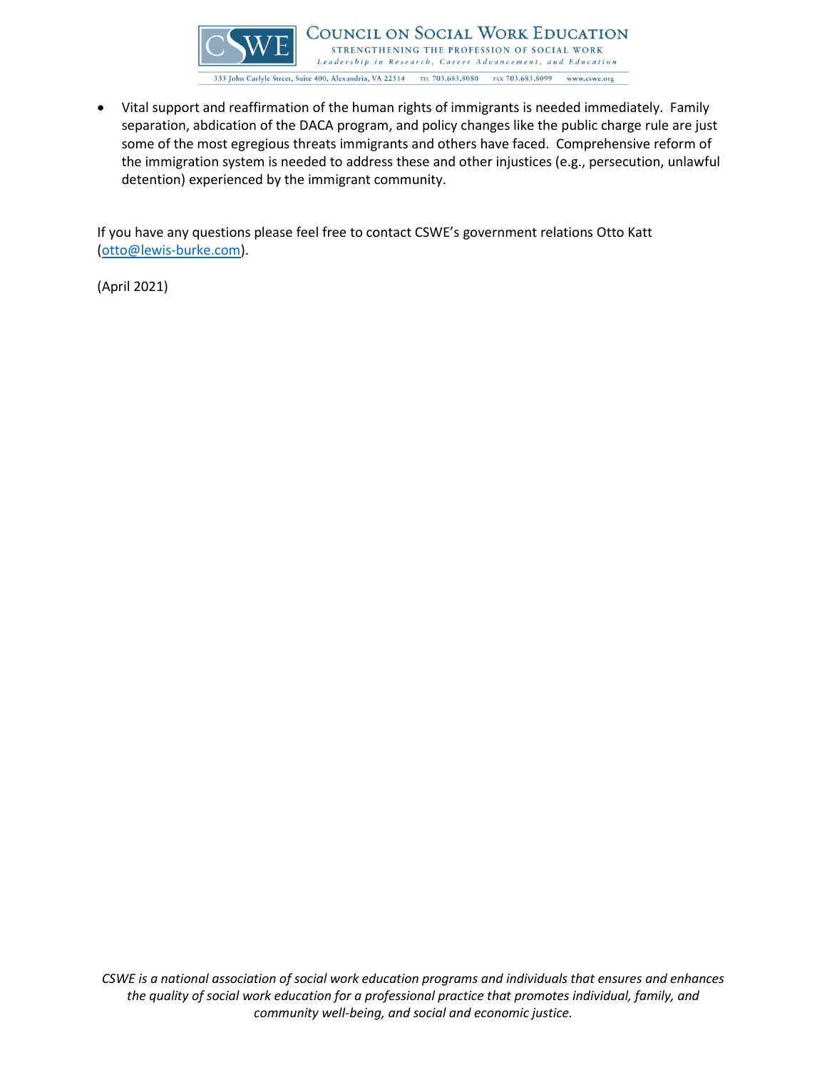- Vital support and reaffirmation of the human rights of immigrants is needed immediately. Family separation, abdication of the DACA program, and policy changes like the public charge rule are just some of the most egregious threats immigrants and others have faced. Comprehensive reform of the immigration system is needed to address these and other injustices (e.g., persecution, unlawful detention) experienced by the immigrant community.

If you have any questions please feel free to contact CSWE's government relations Otto Katt (otto@lewis-burke.com).

(April 2021)